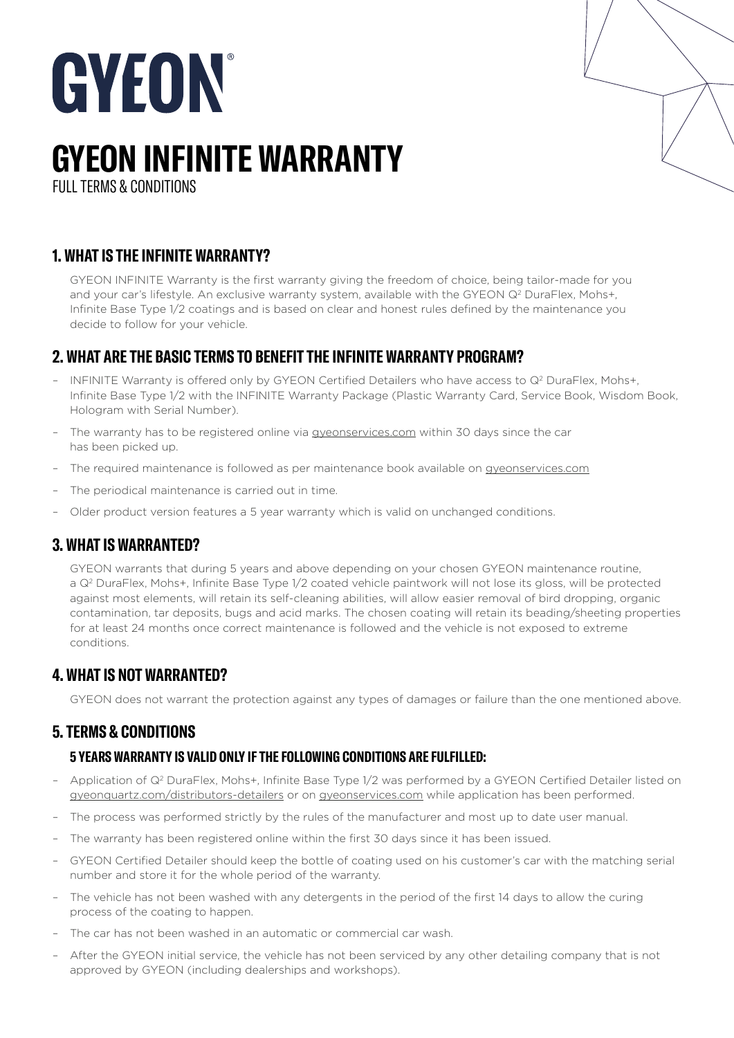# GYEON®

# GYEON INFINITE WARRANTY

FULL TERMS & CONDITIONS

## 1. WHAT IS THE INFINITE WARRANTY?

GYEON INFINITE Warranty is the first warranty giving the freedom of choice, being tailor-made for you and your car's lifestyle. An exclusive warranty system, available with the GYEON $Q^2$ DuraFlex, Mohs+, Infinite Base Type 1/2 coatings and is based on clear and honest rules defined by the maintenance you decide to follow for your vehicle.

## 2. WHAT ARE THE BASIC TERMS TO BENEFIT THE INFINITE WARRANTY PROGRAM?

- INFINITE Warranty is offered only by GYEON Certified Detailers who have access to $Q^2$ DuraFlex, Mohs+, Infinite Base Type 1/2 with the INFINITE Warranty Package (Plastic Warranty Card, Service Book, Wisdom Book, Hologram with Serial Number).
- The warranty has to be registered online via gyeonservices.com within 30 days since the car has been picked up.
- The required maintenance is followed as per maintenance book available on gyeonservices.com
- The periodical maintenance is carried out in time.
- Older product version features a 5 year warranty which is valid on unchanged conditions.

## 3. WHAT IS WARRANTED?

GYEON warrants that during 5 years and above depending on your chosen GYEON maintenance routine, a $Q^2$ DuraFlex, Mohs+, Infinite Base Type 1/2 coated vehicle paintwork will not lose its gloss, will be protected against most elements, will retain its self-cleaning abilities, will allow easier removal of bird dropping, organic contamination, tar deposits, bugs and acid marks. The chosen coating will retain its beading/sheeting properties for at least 24 months once correct maintenance is followed and the vehicle is not exposed to extreme conditions.

## 4. WHAT IS NOT WARRANTED?

GYEON does not warrant the protection against any types of damages or failure than the one mentioned above.

## 5. TERMS & CONDITIONS

### 5 YEARS WARRANTY IS VALID ONLY IF THE FOLLOWING CONDITIONS ARE FULFILLED:

- Application of $Q^2$ DuraFlex, Mohs+, Infinite Base Type 1/2 was performed by a GYEON Certified Detailer listed on gyeonquartz.com/distributors-detailers or on gyeonservices.com while application has been performed.
- The process was performed strictly by the rules of the manufacturer and most up to date user manual.
- The warranty has been registered online within the first 30 days since it has been issued.
- GYEON Certified Detailer should keep the bottle of coating used on his customer's car with the matching serial number and store it for the whole period of the warranty.
- The vehicle has not been washed with any detergents in the period of the first 14 days to allow the curing process of the coating to happen.
- The car has not been washed in an automatic or commercial car wash.
- After the GYEON initial service, the vehicle has not been serviced by any other detailing company that is not approved by GYEON (including dealerships and workshops).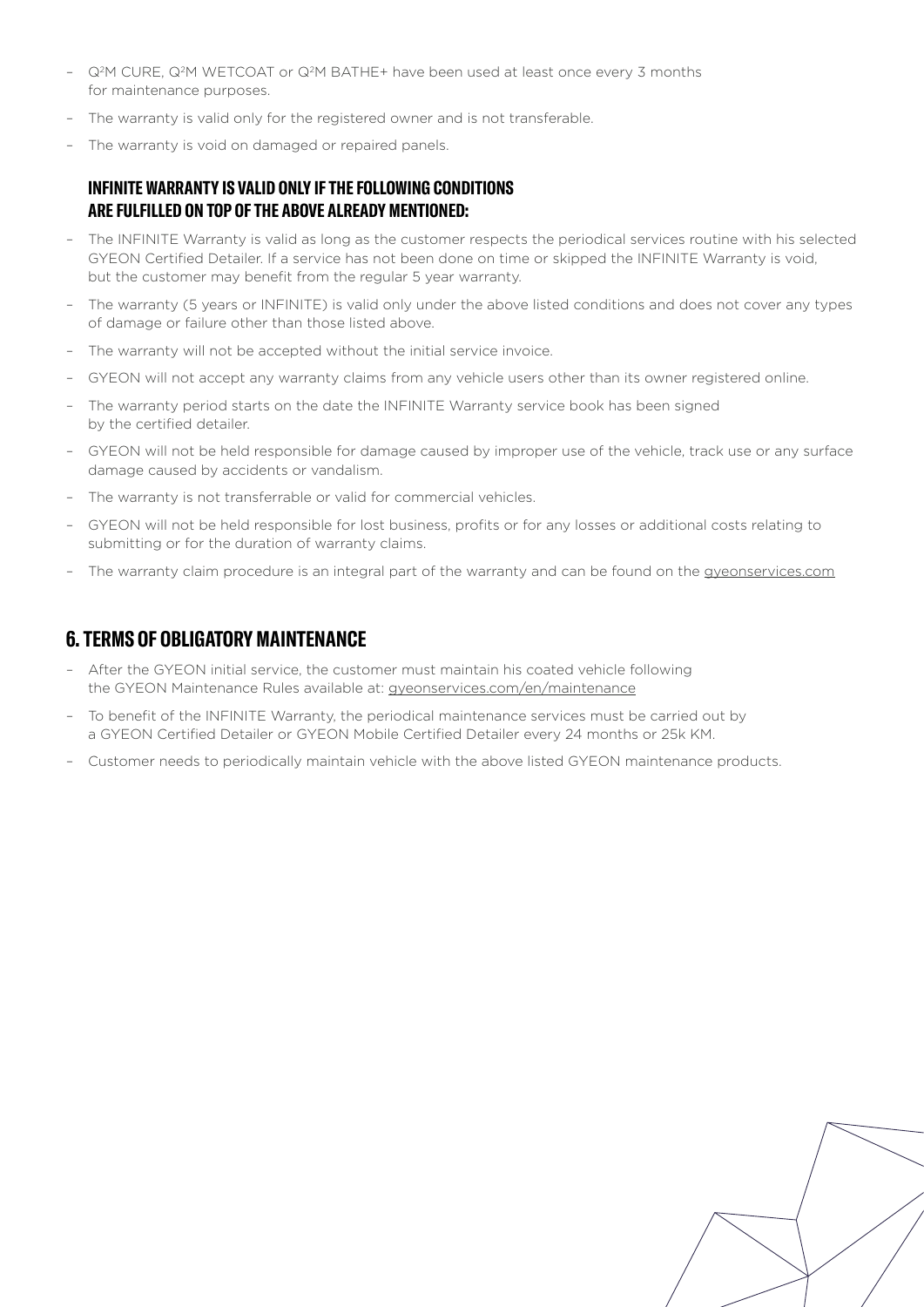- $Q^2M$ CURE, $Q^2M$ WETCOAT or $Q^2M$ BATHE+ have been used at least once every 3 months for maintenance purposes.
- The warranty is valid only for the registered owner and is not transferable.
- The warranty is void on damaged or repaired panels.

### INFINITE WARRANTY IS VALID ONLY IF THE FOLLOWING CONDITIONS ARE FULFILLED ON TOP OF THE ABOVE ALREADY MENTIONED:

- The INFINITE Warranty is valid as long as the customer respects the periodical services routine with his selected GYEON Certified Detailer. If a service has not been done on time or skipped the INFINITE Warranty is void, but the customer may benefit from the regular 5 year warranty.
- The warranty (5 years or INFINITE) is valid only under the above listed conditions and does not cover any types of damage or failure other than those listed above.
- The warranty will not be accepted without the initial service invoice.
- GYEON will not accept any warranty claims from any vehicle users other than its owner registered online.
- The warranty period starts on the date the INFINITE Warranty service book has been signed by the certified detailer.
- GYEON will not be held responsible for damage caused by improper use of the vehicle, track use or any surface damage caused by accidents or vandalism.
- The warranty is not transferrable or valid for commercial vehicles.
- GYEON will not be held responsible for lost business, profits or for any losses or additional costs relating to submitting or for the duration of warranty claims.
- The warranty claim procedure is an integral part of the warranty and can be found on the gyeonservices.com

## 6. TERMS OF OBLIGATORY MAINTENANCE

- After the GYEON initial service, the customer must maintain his coated vehicle following the GYEON Maintenance Rules available at: gyeonservices.com/en/maintenance
- To benefit of the INFINITE Warranty, the periodical maintenance services must be carried out by a GYEON Certified Detailer or GYEON Mobile Certified Detailer every 24 months or 25k KM.
- Customer needs to periodically maintain vehicle with the above listed GYEON maintenance products.